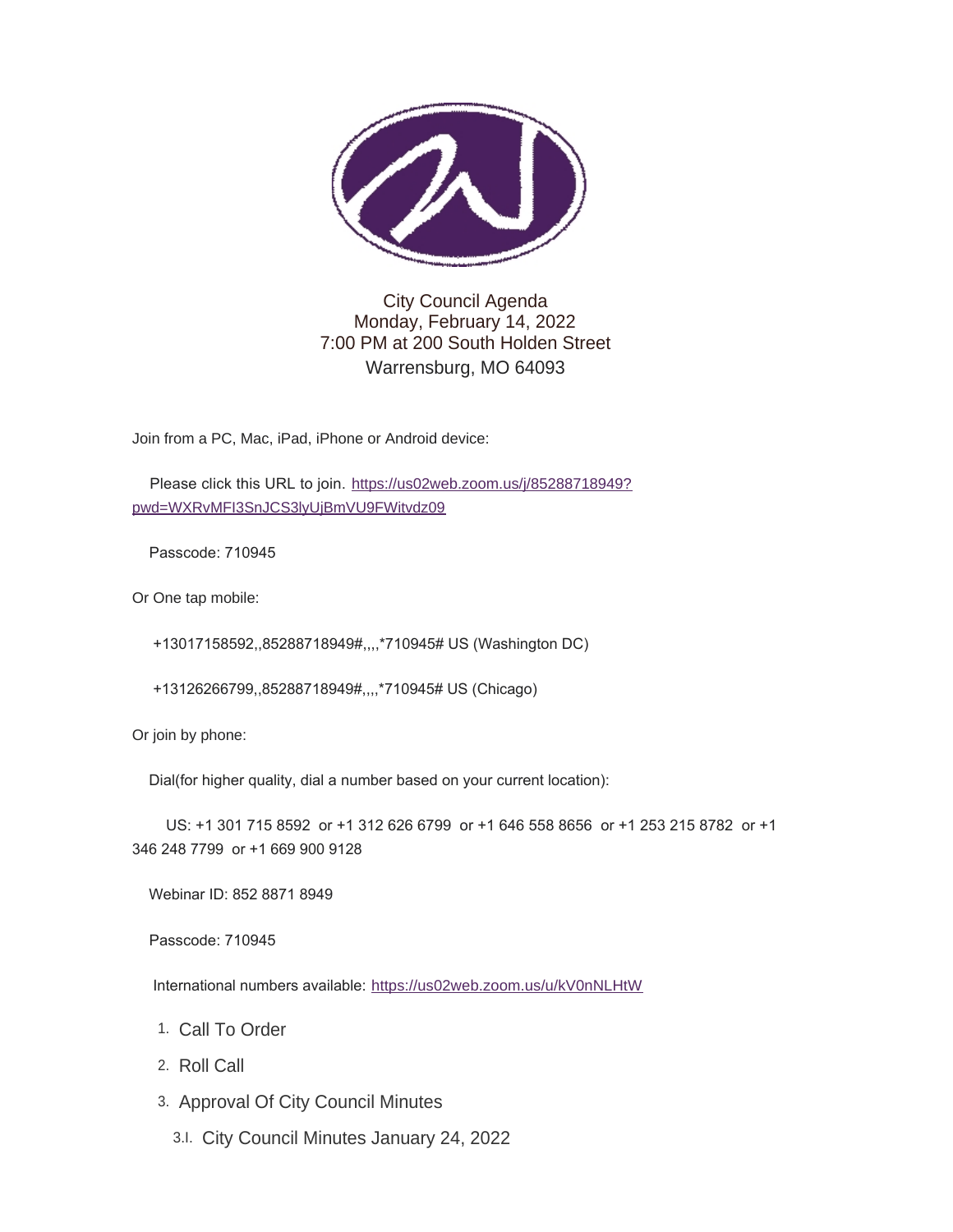City Council Agenda
Monday, February 14, 2022
7:00 PM at 200 South Holden Street
Warrensburg, MO 64093

Join from a PC, Mac, iPad, iPhone or Android device:

Please click this URL to join. [https://us02web.zoom.us/j/85288718949?pwd=WXRvMFI3SnJCS3lyUjBmVU9FWitvdz09](https://us02web.zoom.us/j/85288718949?pwd=WXRvMFI3SnJCS3lyUjBmVU9FWitvdz09)

Passcode: 710945

Or One tap mobile:

+13017158592,,85288718949#,,,,*710945# US (Washington DC)

+13126266799,,85288718949#,,,,*710945# US (Chicago)

Or join by phone:

Dial(for higher quality, dial a number based on your current location):

US: +1 301 715 8592 or +1 312 626 6799 or +1 646 558 8656 or +1 253 215 8782 or +1 346 248 7799 or +1 669 900 9128

Webinar ID: 852 8871 8949

Passcode: 710945

International numbers available: [https://us02web.zoom.us/u/kV0nNLHtW](https://us02web.zoom.us/u/kV0nNLHtW)

1. Call To Order
2. Roll Call
3. Approval Of City Council Minutes
   - 3.I. City Council Minutes January 24, 2022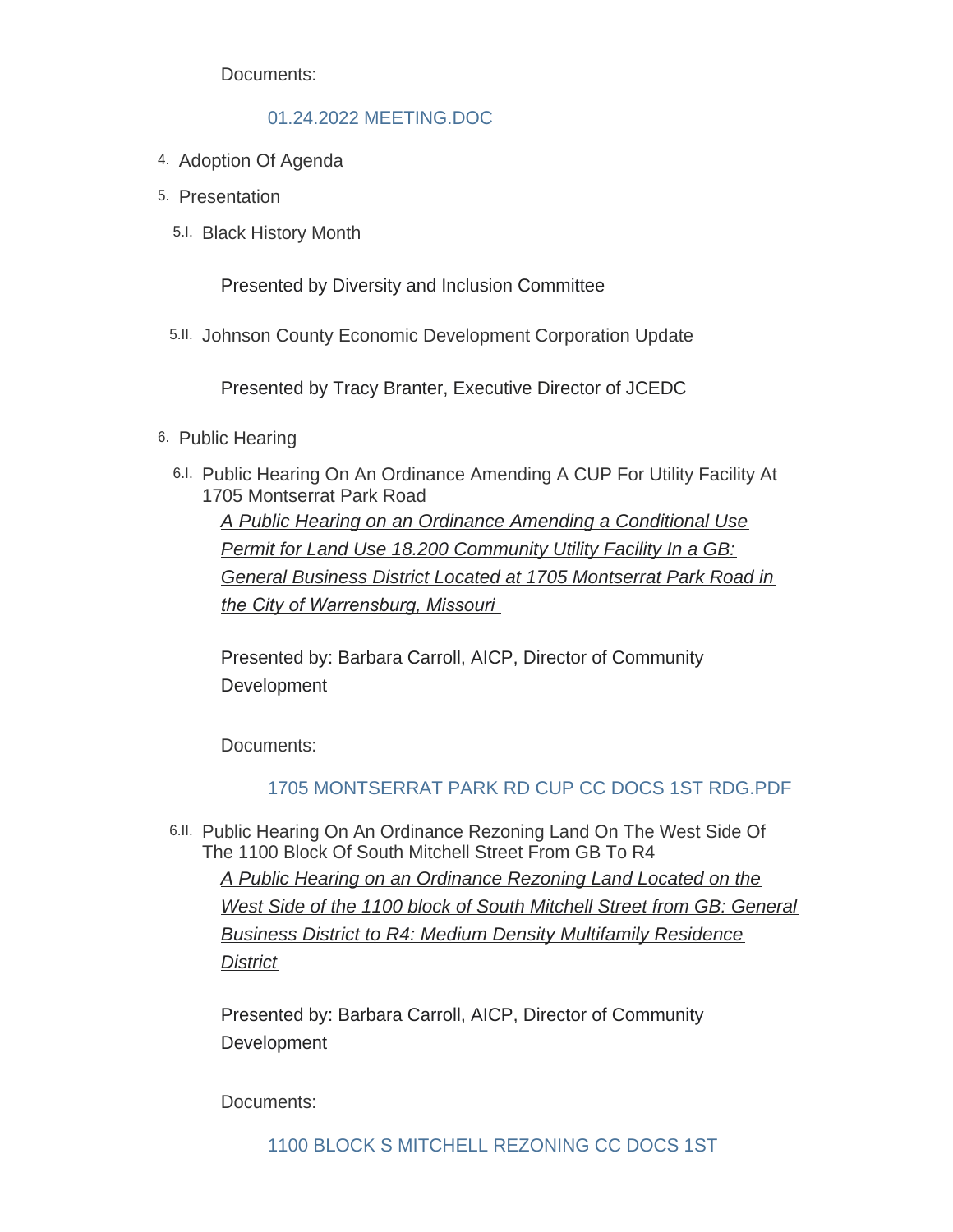Documents:

01.24.2022 MEETING.DOC

4. Adoption Of Agenda
5. Presentation
   - 5.I. Black History Month

     Presented by Diversity and Inclusion Committee

   - 5.II. Johnson County Economic Development Corporation Update

     Presented by Tracy Branter, Executive Director of JCEDC

6. Public Hearing
   - 6.I. Public Hearing On An Ordinance Amending A CUP For Utility Facility At 1705 Montserrat Park Road

     *A Public Hearing on an Ordinance Amending a Conditional Use Permit for Land Use 18.200 Community Utility Facility In a GB: General Business District Located at 1705 Montserrat Park Road in the City of Warrensburg, Missouri*

     Presented by: Barbara Carroll, AICP, Director of Community Development

     Documents:

     1705 MONTSERRAT PARK RD CUP CC DOCS 1ST RDG.PDF

   - 6.II. Public Hearing On An Ordinance Rezoning Land On The West Side Of The 1100 Block Of South Mitchell Street From GB To R4

     *A Public Hearing on an Ordinance Rezoning Land Located on the West Side of the 1100 block of South Mitchell Street from GB: General Business District to R4: Medium Density Multifamily Residence District*

     Presented by: Barbara Carroll, AICP, Director of Community Development

     Documents:

     1100 BLOCK S MITCHELL REZONING CC DOCS 1ST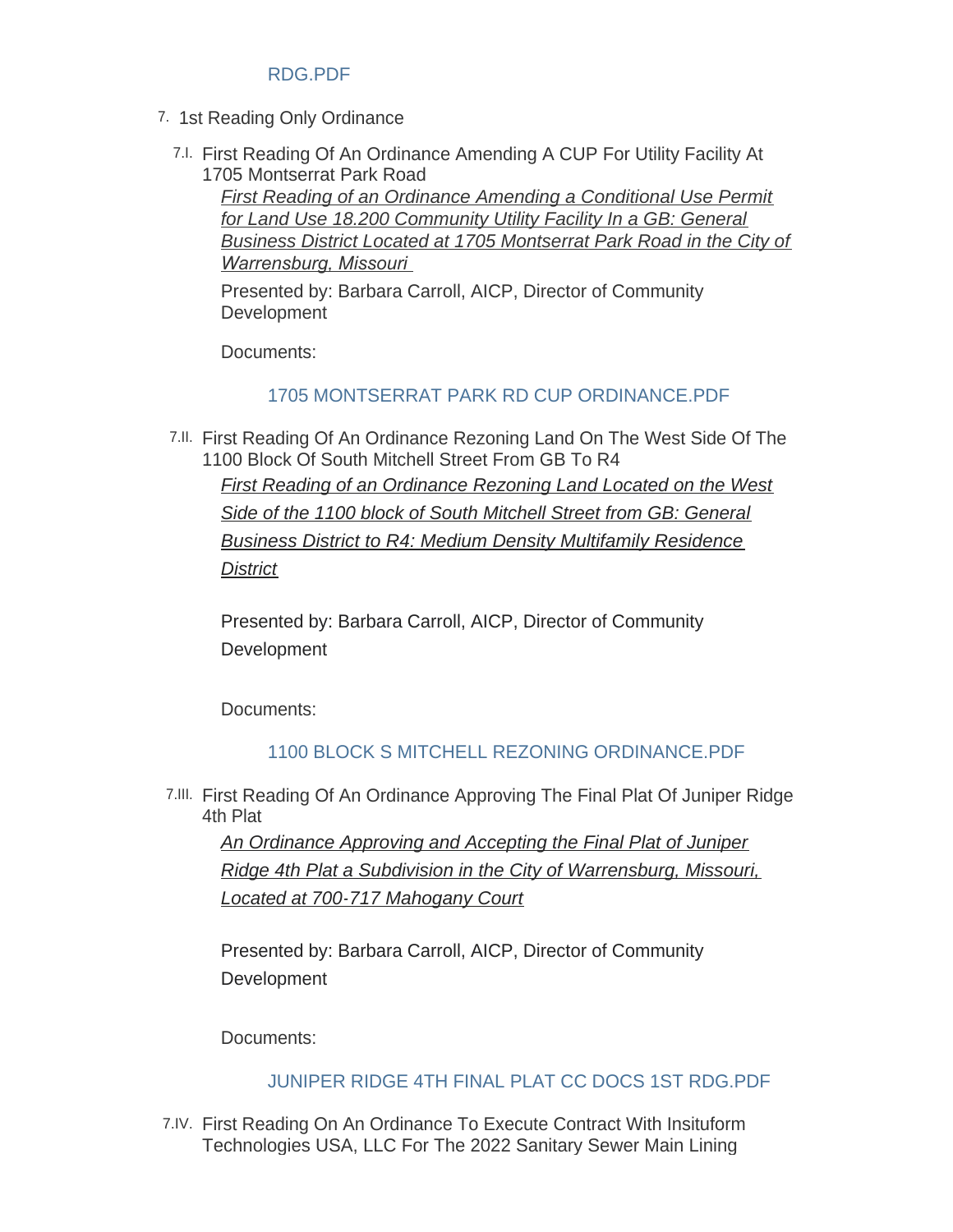RDG.PDF

7. 1st Reading Only Ordinance

   7.I. First Reading Of An Ordinance Amending A CUP For Utility Facility At 1705 Montserrat Park Road

   *First Reading of an Ordinance Amending a Conditional Use Permit for Land Use 18.200 Community Utility Facility In a GB: General Business District Located at 1705 Montserrat Park Road in the City of Warrensburg, Missouri*

   Presented by: Barbara Carroll, AICP, Director of Community Development

   Documents:

   1705 MONTSERRAT PARK RD CUP ORDINANCE.PDF

   7.II. First Reading Of An Ordinance Rezoning Land On The West Side Of The 1100 Block Of South Mitchell Street From GB To R4

   *First Reading of an Ordinance Rezoning Land Located on the West Side of the 1100 block of South Mitchell Street from GB: General Business District to R4: Medium Density Multifamily Residence District*

   Presented by: Barbara Carroll, AICP, Director of Community Development

   Documents:

   1100 BLOCK S MITCHELL REZONING ORDINANCE.PDF

   7.III. First Reading Of An Ordinance Approving The Final Plat Of Juniper Ridge 4th Plat

   *An Ordinance Approving and Accepting the Final Plat of Juniper Ridge 4th Plat a Subdivision in the City of Warrensburg, Missouri, Located at 700-717 Mahogany Court*

   Presented by: Barbara Carroll, AICP, Director of Community Development

   Documents:

   JUNIPER RIDGE 4TH FINAL PLAT CC DOCS 1ST RDG.PDF

   7.IV. First Reading On An Ordinance To Execute Contract With Insituform Technologies USA, LLC For The 2022 Sanitary Sewer Main Lining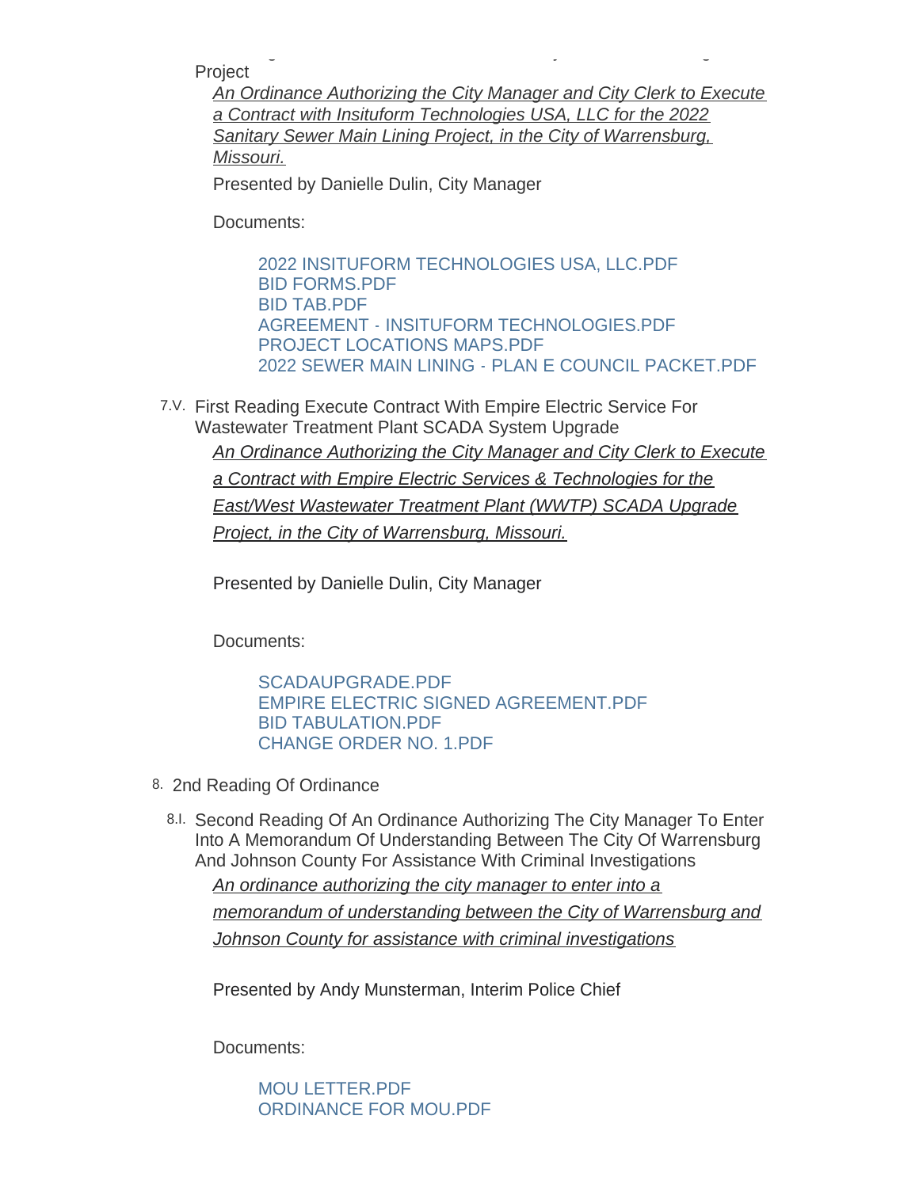Project

*An Ordinance Authorizing the City Manager and City Clerk to Execute a Contract with Insituform Technologies USA, LLC for the 2022 Sanitary Sewer Main Lining Project, in the City of Warrensburg, Missouri.*

Presented by Danielle Dulin, City Manager

Documents:

- 2022 INSITUFORM TECHNOLOGIES USA, LLC.PDF
- BID FORMS.PDF
- BID TAB.PDF
- AGREEMENT - INSITUFORM TECHNOLOGIES.PDF
- PROJECT LOCATIONS MAPS.PDF
- 2022 SEWER MAIN LINING - PLAN E COUNCIL PACKET.PDF

7.V. First Reading Execute Contract With Empire Electric Service For Wastewater Treatment Plant SCADA System Upgrade

*An Ordinance Authorizing the City Manager and City Clerk to Execute a Contract with Empire Electric Services & Technologies for the East/West Wastewater Treatment Plant (WWTP) SCADA Upgrade Project, in the City of Warrensburg, Missouri.*

Presented by Danielle Dulin, City Manager

Documents:

- SCADAUPGRADE.PDF
- EMPIRE ELECTRIC SIGNED AGREEMENT.PDF
- BID TABULATION.PDF
- CHANGE ORDER NO. 1.PDF

## 8. 2nd Reading Of Ordinance

8.I. Second Reading Of An Ordinance Authorizing The City Manager To Enter Into A Memorandum Of Understanding Between The City Of Warrensburg And Johnson County For Assistance With Criminal Investigations

*An ordinance authorizing the city manager to enter into a memorandum of understanding between the City of Warrensburg and Johnson County for assistance with criminal investigations*

Presented by Andy Munsterman, Interim Police Chief

Documents:

- MOU LETTER.PDF
- ORDINANCE FOR MOU.PDF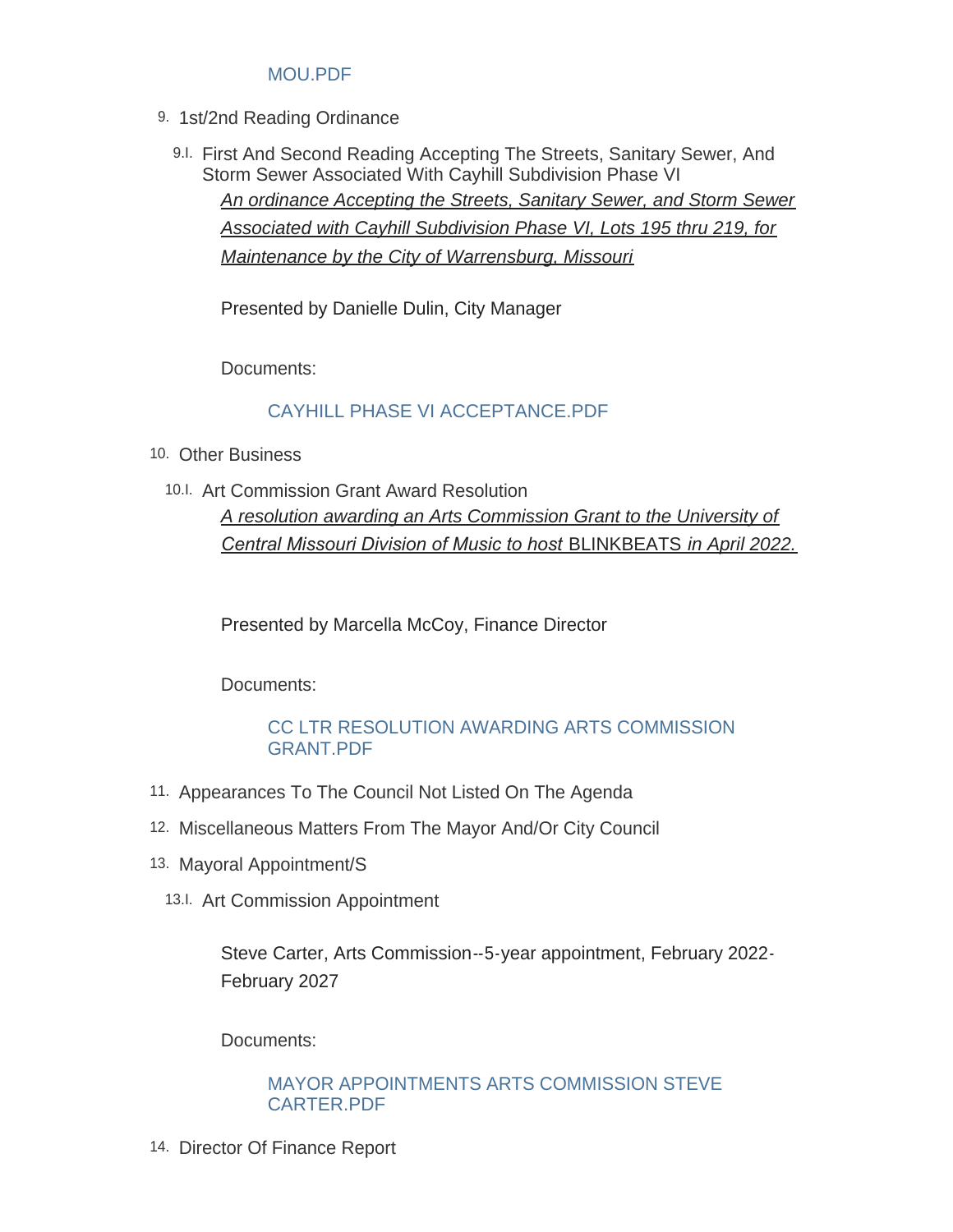MOU.PDF

9. 1st/2nd Reading Ordinance

   9.I. First And Second Reading Accepting The Streets, Sanitary Sewer, And Storm Sewer Associated With Cayhill Subdivision Phase VI

   *An ordinance Accepting the Streets, Sanitary Sewer, and Storm Sewer Associated with Cayhill Subdivision Phase VI, Lots 195 thru 219, for Maintenance by the City of Warrensburg, Missouri*

   Presented by Danielle Dulin, City Manager

   Documents:

   CAYHILL PHASE VI ACCEPTANCE.PDF

10. Other Business

   10.I. Art Commission Grant Award Resolution

   *A resolution awarding an Arts Commission Grant to the University of Central Missouri Division of Music to host* BLINKBEATS *in April 2022.*

   Presented by Marcella McCoy, Finance Director

   Documents:

   CC LTR RESOLUTION AWARDING ARTS COMMISSION GRANT.PDF

11. Appearances To The Council Not Listed On The Agenda

12. Miscellaneous Matters From The Mayor And/Or City Council

13. Mayoral Appointment/S

   13.I. Art Commission Appointment

   Steve Carter, Arts Commission--5-year appointment, February 2022-February 2027

   Documents:

   MAYOR APPOINTMENTS ARTS COMMISSION STEVE CARTER.PDF

14. Director Of Finance Report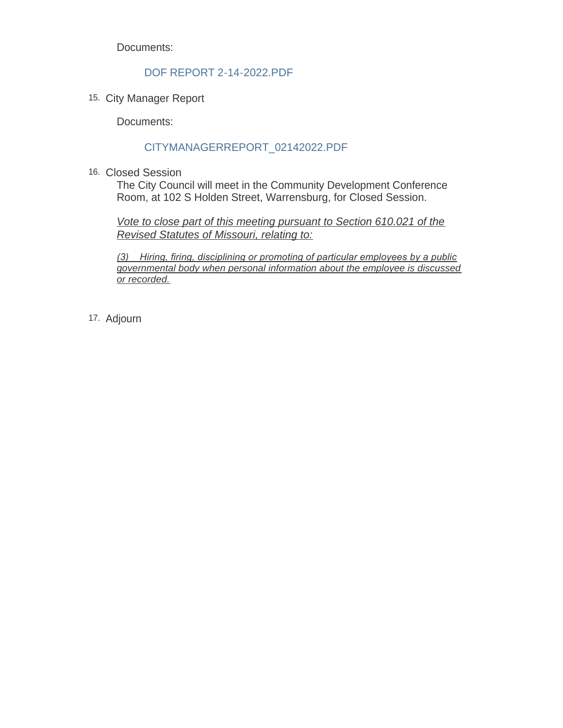Documents:

DOF REPORT 2-14-2022.PDF

15. City Manager Report

Documents:

CITYMANAGERREPORT_02142022.PDF

16. Closed Session

The City Council will meet in the Community Development Conference Room, at 102 S Holden Street, Warrensburg, for Closed Session.

*Vote to close part of this meeting pursuant to Section 610.021 of the Revised Statutes of Missouri, relating to:*

*(3) Hiring, firing, disciplining or promoting of particular employees by a public governmental body when personal information about the employee is discussed or recorded.*

17. Adjourn